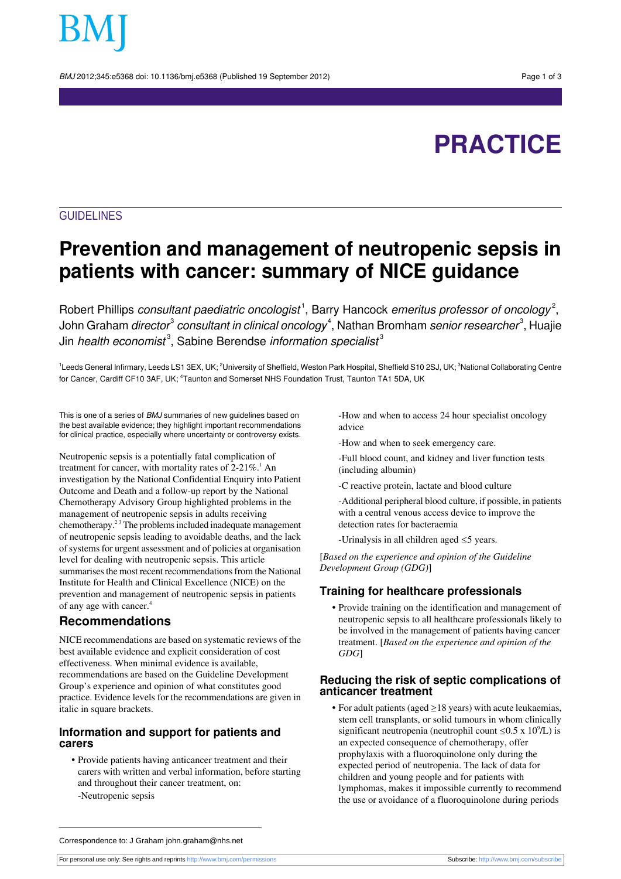PRACTICE

GUIDELINES

# Prevention and management of neutropenic sepsis in patients with cancer: summary of NICE guidance

Robert Phillips *consultant paediatric oncologist*[1], Barry Hancock *emeritus professor of oncology*[2], John Graham *director*[3] *consultant in clinical oncology*[4], Nathan Bromham *senior researcher*[3], Huajie Jin *health economist*[3], Sabine Berendse *information specialist*[3]

[1]Leeds General Infirmary, Leeds LS1 3EX, UK; [2]University of Sheffield, Weston Park Hospital, Sheffield S10 2SJ, UK; [3]National Collaborating Centre for Cancer, Cardiff CF10 3AF, UK; [4]Taunton and Somerset NHS Foundation Trust, Taunton TA1 5DA, UK

This is one of a series of *BMJ* summaries of new guidelines based on the best available evidence; they highlight important recommendations for clinical practice, especially where uncertainty or controversy exists.

Neutropenic sepsis is a potentially fatal complication of treatment for cancer, with mortality rates of 2-21%.[1] An investigation by the National Confidential Enquiry into Patient Outcome and Death and a follow-up report by the National Chemotherapy Advisory Group highlighted problems in the management of neutropenic sepsis in adults receiving chemotherapy.[2,3] The problems included inadequate management of neutropenic sepsis leading to avoidable deaths, and the lack of systems for urgent assessment and of policies at organisation level for dealing with neutropenic sepsis. This article summarises the most recent recommendations from the National Institute for Health and Clinical Excellence (NICE) on the prevention and management of neutropenic sepsis in patients of any age with cancer.[4]

## Recommendations

NICE recommendations are based on systematic reviews of the best available evidence and explicit consideration of cost effectiveness. When minimal evidence is available, recommendations are based on the Guideline Development Group's experience and opinion of what constitutes good practice. Evidence levels for the recommendations are given in italic in square brackets.

### Information and support for patients and carers

- Provide patients having anticancer treatment and their carers with written and verbal information, before starting and throughout their cancer treatment, on:
  - -Neutropenic sepsis
  - -How and when to access 24 hour specialist oncology advice
  - -How and when to seek emergency care.
  - -Full blood count, and kidney and liver function tests (including albumin)
  - -C reactive protein, lactate and blood culture
  - -Additional peripheral blood culture, if possible, in patients with a central venous access device to improve the detection rates for bacteraemia
  - -Urinalysis in all children aged ≤5 years.

[*Based on the experience and opinion of the Guideline Development Group (GDG)*]

### Training for healthcare professionals

- Provide training on the identification and management of neutropenic sepsis to all healthcare professionals likely to be involved in the management of patients having cancer treatment. [*Based on the experience and opinion of the GDG*]

### Reducing the risk of septic complications of anticancer treatment

- For adult patients (aged ≥18 years) with acute leukaemias, stem cell transplants, or solid tumours in whom clinically significant neutropenia (neutrophil count $\leq 0.5 \times 10^9/L$) is an expected consequence of chemotherapy, offer prophylaxis with a fluoroquinolone only during the expected period of neutropenia. The lack of data for children and young people and for patients with lymphomas, makes it impossible currently to recommend the use or avoidance of a fluoroquinolone during periods

Correspondence to: J Graham john.graham@nhs.net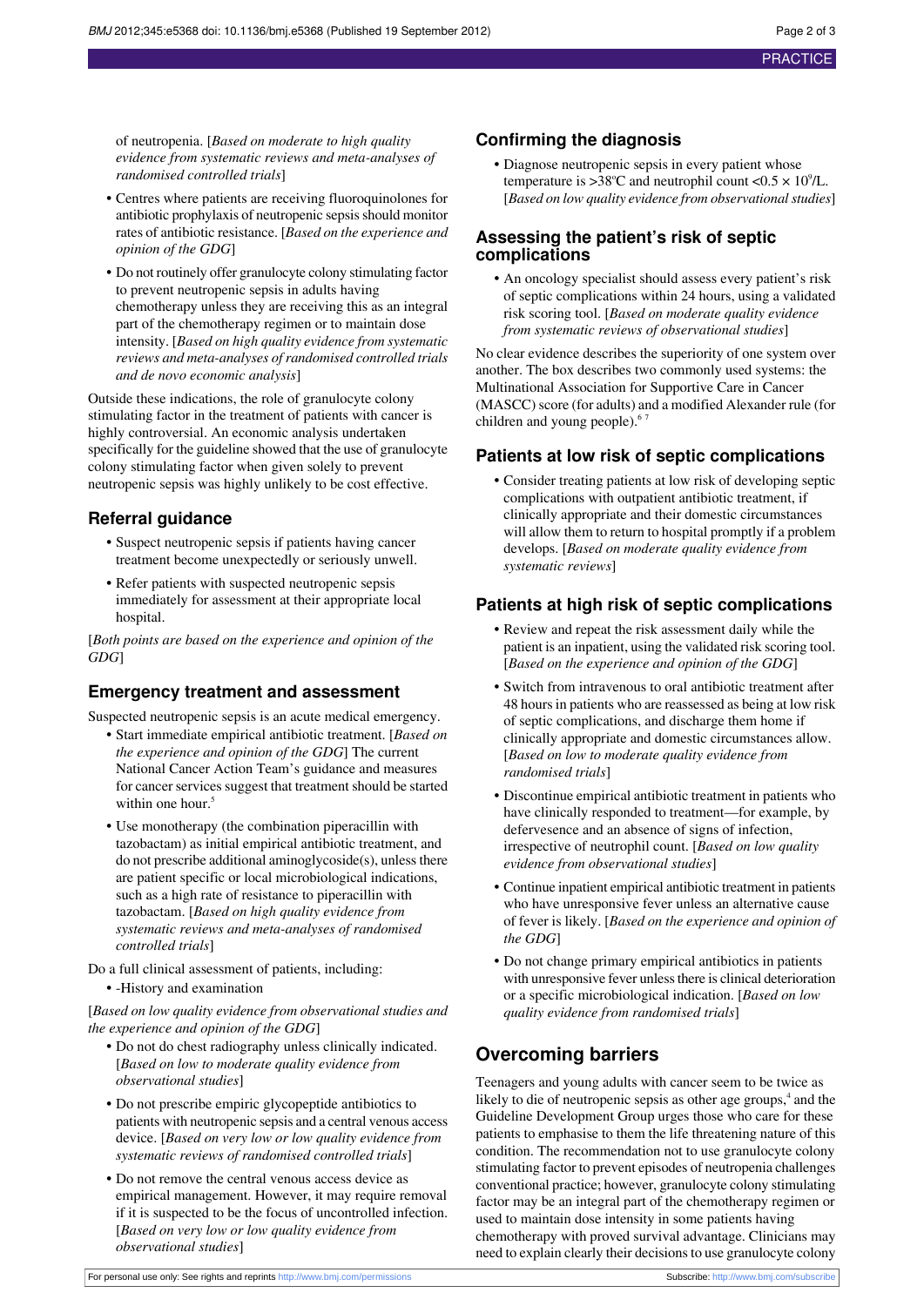of neutropenia. [*Based on moderate to high quality evidence from systematic reviews and meta-analyses of randomised controlled trials*]

- Centres where patients are receiving fluoroquinolones for antibiotic prophylaxis of neutropenic sepsis should monitor rates of antibiotic resistance. [*Based on the experience and opinion of the GDG*]
- Do not routinely offer granulocyte colony stimulating factor to prevent neutropenic sepsis in adults having chemotherapy unless they are receiving this as an integral part of the chemotherapy regimen or to maintain dose intensity. [*Based on high quality evidence from systematic reviews and meta-analyses of randomised controlled trials and de novo economic analysis*]

Outside these indications, the role of granulocyte colony stimulating factor in the treatment of patients with cancer is highly controversial. An economic analysis undertaken specifically for the guideline showed that the use of granulocyte colony stimulating factor when given solely to prevent neutropenic sepsis was highly unlikely to be cost effective.

## Referral guidance

- Suspect neutropenic sepsis if patients having cancer treatment become unexpectedly or seriously unwell.
- Refer patients with suspected neutropenic sepsis immediately for assessment at their appropriate local hospital.

[*Both points are based on the experience and opinion of the GDG*]

## Emergency treatment and assessment

Suspected neutropenic sepsis is an acute medical emergency.

- Start immediate empirical antibiotic treatment. [*Based on the experience and opinion of the GDG*] The current National Cancer Action Team's guidance and measures for cancer services suggest that treatment should be started within one hour.[5]
- Use monotherapy (the combination piperacillin with tazobactam) as initial empirical antibiotic treatment, and do not prescribe additional aminoglycoside(s), unless there are patient specific or local microbiological indications, such as a high rate of resistance to piperacillin with tazobactam. [*Based on high quality evidence from systematic reviews and meta-analyses of randomised controlled trials*]

Do a full clinical assessment of patients, including:

- -History and examination

[*Based on low quality evidence from observational studies and the experience and opinion of the GDG*]

- Do not do chest radiography unless clinically indicated. [*Based on low to moderate quality evidence from observational studies*]
- Do not prescribe empiric glycopeptide antibiotics to patients with neutropenic sepsis and a central venous access device. [*Based on very low or low quality evidence from systematic reviews of randomised controlled trials*]
- Do not remove the central venous access device as empirical management. However, it may require removal if it is suspected to be the focus of uncontrolled infection. [*Based on very low or low quality evidence from observational studies*]

## Confirming the diagnosis

- Diagnose neutropenic sepsis in every patient whose temperature is >38°C and neutrophil count $<0.5 \times 10^9$/L. [*Based on low quality evidence from observational studies*]

## Assessing the patient's risk of septic complications

- An oncology specialist should assess every patient's risk of septic complications within 24 hours, using a validated risk scoring tool. [*Based on moderate quality evidence from systematic reviews of observational studies*]

No clear evidence describes the superiority of one system over another. The box describes two commonly used systems: the Multinational Association for Supportive Care in Cancer (MASCC) score (for adults) and a modified Alexander rule (for children and young people).[6,7]

## Patients at low risk of septic complications

- Consider treating patients at low risk of developing septic complications with outpatient antibiotic treatment, if clinically appropriate and their domestic circumstances will allow them to return to hospital promptly if a problem develops. [*Based on moderate quality evidence from systematic reviews*]

## Patients at high risk of septic complications

- Review and repeat the risk assessment daily while the patient is an inpatient, using the validated risk scoring tool. [*Based on the experience and opinion of the GDG*]
- Switch from intravenous to oral antibiotic treatment after 48 hours in patients who are reassessed as being at low risk of septic complications, and discharge them home if clinically appropriate and domestic circumstances allow. [*Based on low to moderate quality evidence from randomised trials*]
- Discontinue empirical antibiotic treatment in patients who have clinically responded to treatment—for example, by defervesence and an absence of signs of infection, irrespective of neutrophil count. [*Based on low quality evidence from observational studies*]
- Continue inpatient empirical antibiotic treatment in patients who have unresponsive fever unless an alternative cause of fever is likely. [*Based on the experience and opinion of the GDG*]
- Do not change primary empirical antibiotics in patients with unresponsive fever unless there is clinical deterioration or a specific microbiological indication. [*Based on low quality evidence from randomised trials*]

# Overcoming barriers

Teenagers and young adults with cancer seem to be twice as likely to die of neutropenic sepsis as other age groups,[4] and the Guideline Development Group urges those who care for these patients to emphasise to them the life threatening nature of this condition. The recommendation not to use granulocyte colony stimulating factor to prevent episodes of neutropenia challenges conventional practice; however, granulocyte colony stimulating factor may be an integral part of the chemotherapy regimen or used to maintain dose intensity in some patients having chemotherapy with proved survival advantage. Clinicians may need to explain clearly their decisions to use granulocyte colony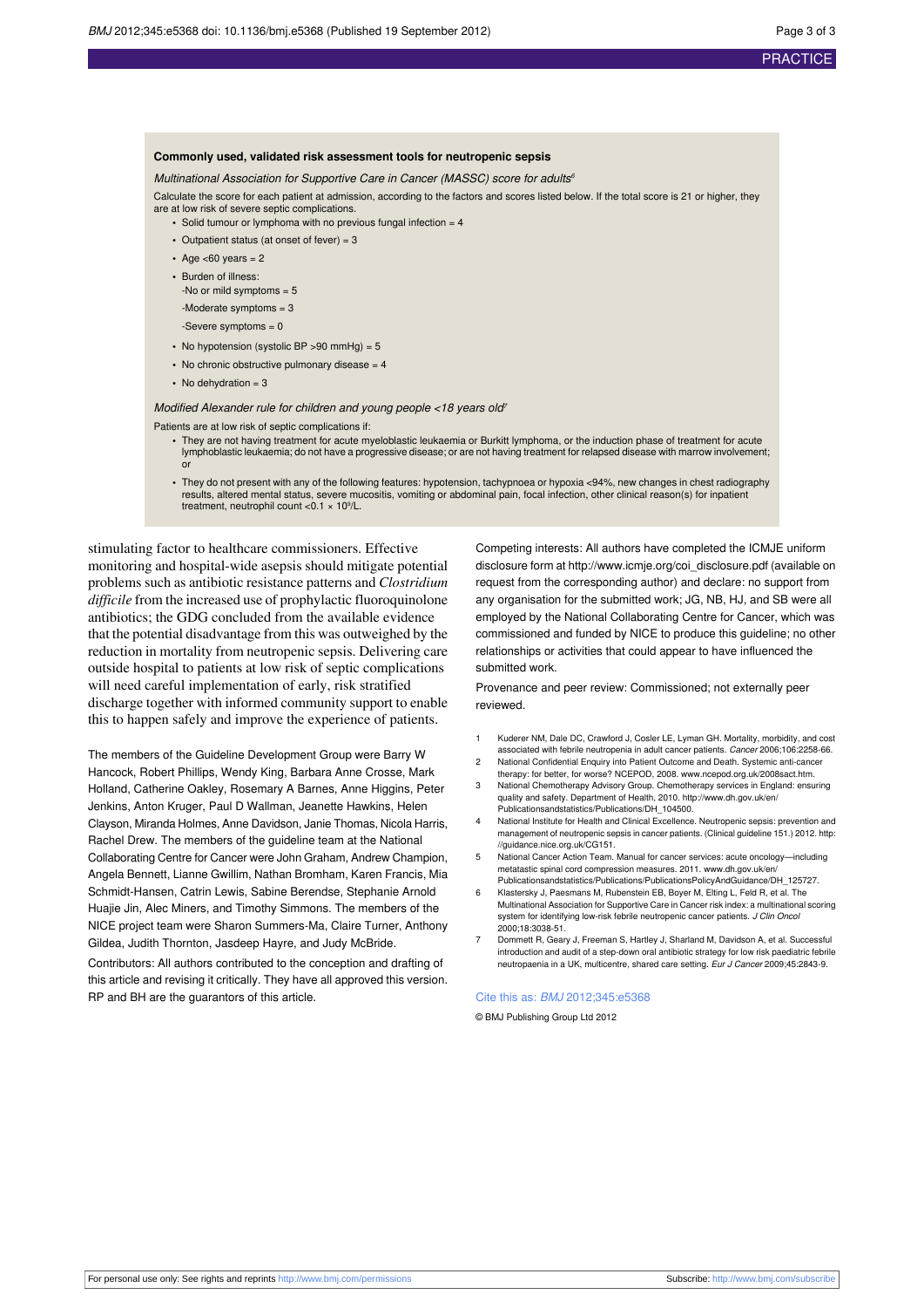**Commonly used, validated risk assessment tools for neutropenic sepsis**

*Multinational Association for Supportive Care in Cancer (MASSC) score for adults*[6]

Calculate the score for each patient at admission, according to the factors and scores listed below. If the total score is 21 or higher, they are at low risk of severe septic complications.

- Solid tumour or lymphoma with no previous fungal infection = 4
- Outpatient status (at onset of fever) = 3
- Age <60 years = 2
- Burden of illness:
  -No or mild symptoms = 5
  -Moderate symptoms = 3
  -Severe symptoms = 0
- No hypotension (systolic BP >90 mmHg) = 5
- No chronic obstructive pulmonary disease = 4
- No dehydration = 3

*Modified Alexander rule for children and young people <18 years old*[7]

Patients are at low risk of septic complications if:

- They are not having treatment for acute myeloblastic leukaemia or Burkitt lymphoma, or the induction phase of treatment for acute lymphoblastic leukaemia; do not have a progressive disease; or are not having treatment for relapsed disease with marrow involvement; or
- They do not present with any of the following features: hypotension, tachypnoea or hypoxia <94%, new changes in chest radiography results, altered mental status, severe mucositis, vomiting or abdominal pain, focal infection, other clinical reason(s) for inpatient treatment, neutrophil count $<0.1 \times 10^9$/L.

stimulating factor to healthcare commissioners. Effective monitoring and hospital-wide asepsis should mitigate potential problems such as antibiotic resistance patterns and *Clostridium difficile* from the increased use of prophylactic fluoroquinolone antibiotics; the GDG concluded from the available evidence that the potential disadvantage from this was outweighed by the reduction in mortality from neutropenic sepsis. Delivering care outside hospital to patients at low risk of septic complications will need careful implementation of early, risk stratified discharge together with informed community support to enable this to happen safely and improve the experience of patients.

The members of the Guideline Development Group were Barry W Hancock, Robert Phillips, Wendy King, Barbara Anne Crosse, Mark Holland, Catherine Oakley, Rosemary A Barnes, Anne Higgins, Peter Jenkins, Anton Kruger, Paul D Wallman, Jeanette Hawkins, Helen Clayson, Miranda Holmes, Anne Davidson, Janie Thomas, Nicola Harris, Rachel Drew. The members of the guideline team at the National Collaborating Centre for Cancer were John Graham, Andrew Champion, Angela Bennett, Lianne Gwillim, Nathan Bromham, Karen Francis, Mia Schmidt-Hansen, Catrin Lewis, Sabine Berendse, Stephanie Arnold Huajie Jin, Alec Miners, and Timothy Simmons. The members of the NICE project team were Sharon Summers-Ma, Claire Turner, Anthony Gildea, Judith Thornton, Jasdeep Hayre, and Judy McBride.

Contributors: All authors contributed to the conception and drafting of this article and revising it critically. They have all approved this version. RP and BH are the guarantors of this article.

Competing interests: All authors have completed the ICMJE uniform disclosure form at http://www.icmje.org/coi_disclosure.pdf (available on request from the corresponding author) and declare: no support from any organisation for the submitted work; JG, NB, HJ, and SB were all employed by the National Collaborating Centre for Cancer, which was commissioned and funded by NICE to produce this guideline; no other relationships or activities that could appear to have influenced the submitted work.

Provenance and peer review: Commissioned; not externally peer reviewed.

1. Kuderer NM, Dale DC, Crawford J, Cosler LE, Lyman GH. Mortality, morbidity, and cost associated with febrile neutropenia in adult cancer patients. *Cancer* 2006;106:2258-66.
2. National Confidential Enquiry into Patient Outcome and Death. Systemic anti-cancer therapy: for better, for worse? NCEPOD, 2008. www.ncepod.org.uk/2008sact.htm.
3. National Chemotherapy Advisory Group. Chemotherapy services in England: ensuring quality and safety. Department of Health, 2010. http://www.dh.gov.uk/en/Publicationsandstatistics/Publications/DH_104500.
4. National Institute for Health and Clinical Excellence. Neutropenic sepsis: prevention and management of neutropenic sepsis in cancer patients. (Clinical guideline 151.) 2012. http://guidance.nice.org.uk/CG151.
5. National Cancer Action Team. Manual for cancer services: acute oncology—including metatastic spinal cord compression measures. 2011. www.dh.gov.uk/en/Publicationsandstatistics/Publications/PublicationsPolicyAndGuidance/DH_125727.
6. Klastersky J, Paesmans M, Rubenstein EB, Boyer M, Elting L, Feld R, et al. The Multinational Association for Supportive Care in Cancer risk index: a multinational scoring system for identifying low-risk febrile neutropenic cancer patients. *J Clin Oncol* 2000;18:3038-51.
7. Dommett R, Geary J, Freeman S, Hartley J, Sharland M, Davidson A, et al. Successful introduction and audit of a step-down oral antibiotic strategy for low risk paediatric febrile neutropaenia in a UK, multicentre, shared care setting. *Eur J Cancer* 2009;45:2843-9.

Cite this as: *BMJ* 2012;345:e5368

© BMJ Publishing Group Ltd 2012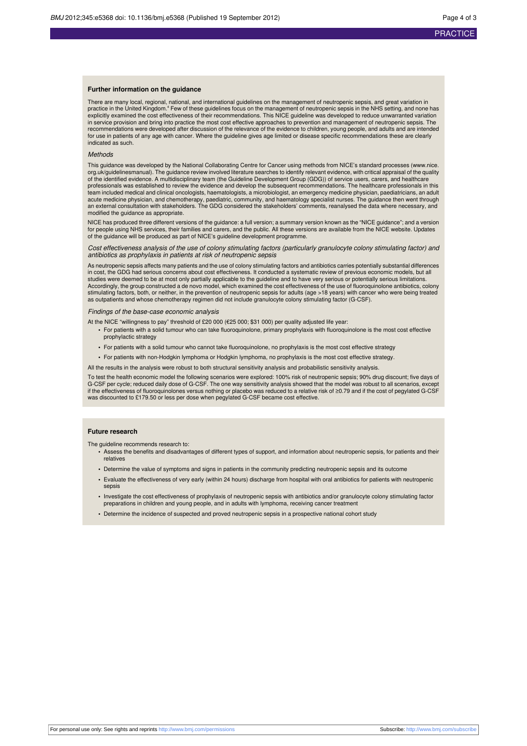## Further information on the guidance

There are many local, regional, national, and international guidelines on the management of neutropenic sepsis, and great variation in practice in the United Kingdom.[4] Few of these guidelines focus on the management of neutropenic sepsis in the NHS setting, and none has explicitly examined the cost effectiveness of their recommendations. This NICE guideline was developed to reduce unwarranted variation in service provision and bring into practice the most cost effective approaches to prevention and management of neutropenic sepsis. The recommendations were developed after discussion of the relevance of the evidence to children, young people, and adults and are intended for use in patients of any age with cancer. Where the guideline gives age limited or disease specific recommendations these are clearly indicated as such.

### *Methods*

This guidance was developed by the National Collaborating Centre for Cancer using methods from NICE's standard processes (www.nice.org.uk/guidelinesmanual). The guidance review involved literature searches to identify relevant evidence, with critical appraisal of the quality of the identified evidence. A multidisciplinary team (the Guideline Development Group (GDG)) of service users, carers, and healthcare professionals was established to review the evidence and develop the subsequent recommendations. The healthcare professionals in this team included medical and clinical oncologists, haematologists, a microbiologist, an emergency medicine physician, paediatricians, an adult acute medicine physician, and chemotherapy, paediatric, community, and haematology specialist nurses. The guidance then went through an external consultation with stakeholders. The GDG considered the stakeholders' comments, reanalysed the data where necessary, and modified the guidance as appropriate.

NICE has produced three different versions of the guidance: a full version; a summary version known as the "NICE guidance"; and a version for people using NHS services, their families and carers, and the public. All these versions are available from the NICE website. Updates of the guidance will be produced as part of NICE's guideline development programme.

### *Cost effectiveness analysis of the use of colony stimulating factors (particularly granulocyte colony stimulating factor) and antibiotics as prophylaxis in patients at risk of neutropenic sepsis*

As neutropenic sepsis affects many patients and the use of colony stimulating factors and antibiotics carries potentially substantial differences in cost, the GDG had serious concerns about cost effectiveness. It conducted a systematic review of previous economic models, but all studies were deemed to be at most only partially applicable to the guideline and to have very serious or potentially serious limitations. Accordingly, the group constructed a de novo model, which examined the cost effectiveness of the use of fluoroquinolone antibiotics, colony stimulating factors, both, or neither, in the prevention of neutropenic sepsis for adults (age >18 years) with cancer who were being treated as outpatients and whose chemotherapy regimen did not include granulocyte colony stimulating factor (G-CSF).

### *Findings of the base-case economic analysis*

At the NICE "willingness to pay" threshold of £20 000 (€25 000; $31 000) per quality adjusted life year:

- For patients with a solid tumour who can take fluoroquinolone, primary prophylaxis with fluoroquinolone is the most cost effective prophylactic strategy
- For patients with a solid tumour who cannot take fluoroquinolone, no prophylaxis is the most cost effective strategy
- For patients with non-Hodgkin lymphoma or Hodgkin lymphoma, no prophylaxis is the most cost effective strategy.

All the results in the analysis were robust to both structural sensitivity analysis and probabilistic sensitivity analysis.

To test the health economic model the following scenarios were explored: 100% risk of neutropenic sepsis; 90% drug discount; five days of G-CSF per cycle; reduced daily dose of G-CSF. The one way sensitivity analysis showed that the model was robust to all scenarios, except if the effectiveness of fluoroquinolones versus nothing or placebo was reduced to a relative risk of ≥0.79 and if the cost of pegylated G-CSF was discounted to £179.50 or less per dose when pegylated G-CSF became cost effective.

## Future research

The guideline recommends research to:

- Assess the benefits and disadvantages of different types of support, and information about neutropenic sepsis, for patients and their relatives
- Determine the value of symptoms and signs in patients in the community predicting neutropenic sepsis and its outcome
- Evaluate the effectiveness of very early (within 24 hours) discharge from hospital with oral antibiotics for patients with neutropenic sepsis
- Investigate the cost effectiveness of prophylaxis of neutropenic sepsis with antibiotics and/or granulocyte colony stimulating factor preparations in children and young people, and in adults with lymphoma, receiving cancer treatment
- Determine the incidence of suspected and proved neutropenic sepsis in a prospective national cohort study